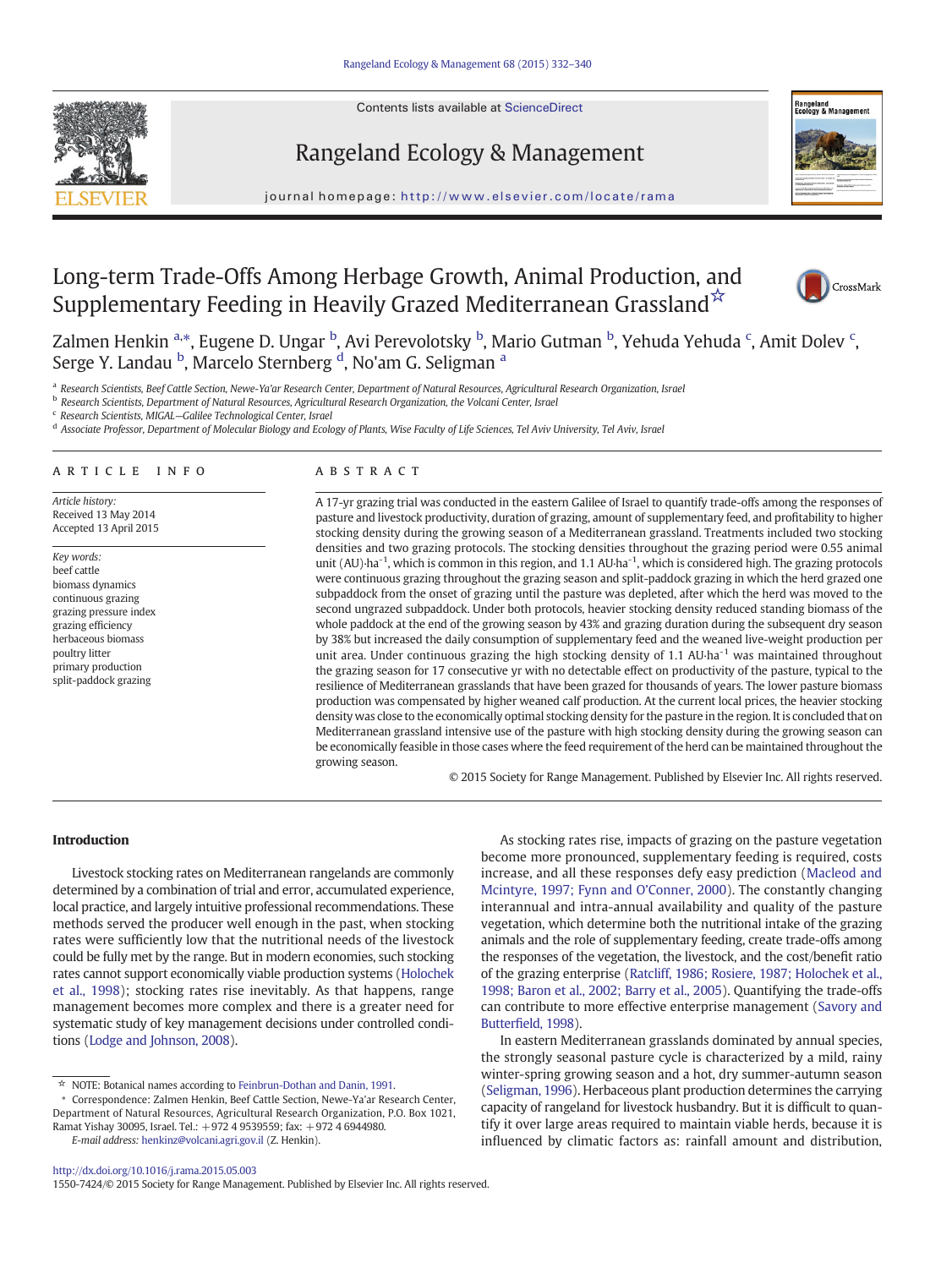# Long-term Trade-Offs Among Herbage Growth, Animal Production, and Supplementary Feeding in Heavily Grazed Mediterranean Grassland☆

Zalmen Henkin [a,*], Eugene D. Ungar [b], Avi Perevolotsky [b], Mario Gutman [b], Yehuda Yehuda [c], Amit Dolev [c], Serge Y. Landau [b], Marcelo Sternberg [d], No'am G. Seligman [a]

[a] Research Scientists, Beef Cattle Section, Newe-Ya'ar Research Center, Department of Natural Resources, Agricultural Research Organization, Israel
[b] Research Scientists, Department of Natural Resources, Agricultural Research Organization, the Volcani Center, Israel
[c] Research Scientists, MIGAL—Galilee Technological Center, Israel
[d] Associate Professor, Department of Molecular Biology and Ecology of Plants, Wise Faculty of Life Sciences, Tel Aviv University, Tel Aviv, Israel

## ARTICLE INFO

*Article history:*
Received 13 May 2014
Accepted 13 April 2015

*Key words:*
beef cattle
biomass dynamics
continuous grazing
grazing pressure index
grazing efficiency
herbaceous biomass
poultry litter
primary production
split-paddock grazing

## ABSTRACT

A 17-yr grazing trial was conducted in the eastern Galilee of Israel to quantify trade-offs among the responses of pasture and livestock productivity, duration of grazing, amount of supplementary feed, and profitability to higher stocking density during the growing season of a Mediterranean grassland. Treatments included two stocking densities and two grazing protocols. The stocking densities throughout the grazing period were 0.55 animal unit (AU)·ha$^{-1}$, which is common in this region, and 1.1 AU·ha$^{-1}$, which is considered high. The grazing protocols were continuous grazing throughout the grazing season and split-paddock grazing in which the herd grazed one subpaddock from the onset of grazing until the pasture was depleted, after which the herd was moved to the second ungrazed subpaddock. Under both protocols, heavier stocking density reduced standing biomass of the whole paddock at the end of the growing season by 43% and grazing duration during the subsequent dry season by 38% but increased the daily consumption of supplementary feed and the weaned live-weight production per unit area. Under continuous grazing the high stocking density of 1.1 AU·ha$^{-1}$ was maintained throughout the grazing season for 17 consecutive yr with no detectable effect on productivity of the pasture, typical to the resilience of Mediterranean grasslands that have been grazed for thousands of years. The lower pasture biomass production was compensated by higher weaned calf production. At the current local prices, the heavier stocking density was close to the economically optimal stocking density for the pasture in the region. It is concluded that on Mediterranean grassland intensive use of the pasture with high stocking density during the growing season can be economically feasible in those cases where the feed requirement of the herd can be maintained throughout the growing season.

© 2015 Society for Range Management. Published by Elsevier Inc. All rights reserved.

## Introduction

Livestock stocking rates on Mediterranean rangelands are commonly determined by a combination of trial and error, accumulated experience, local practice, and largely intuitive professional recommendations. These methods served the producer well enough in the past, when stocking rates were sufficiently low that the nutritional needs of the livestock could be fully met by the range. But in modern economies, such stocking rates cannot support economically viable production systems (Holochek et al., 1998); stocking rates rise inevitably. As that happens, range management becomes more complex and there is a greater need for systematic study of key management decisions under controlled conditions (Lodge and Johnson, 2008).

As stocking rates rise, impacts of grazing on the pasture vegetation become more pronounced, supplementary feeding is required, costs increase, and all these responses defy easy prediction (Macleod and Mcintyre, 1997; Fynn and O'Conner, 2000). The constantly changing interannual and intra-annual availability and quality of the pasture vegetation, which determine both the nutritional intake of the grazing animals and the role of supplementary feeding, create trade-offs among the responses of the vegetation, the livestock, and the cost/benefit ratio of the grazing enterprise (Ratcliff, 1986; Rosiere, 1987; Holochek et al., 1998; Baron et al., 2002; Barry et al., 2005). Quantifying the trade-offs can contribute to more effective enterprise management (Savory and Butterfield, 1998).

In eastern Mediterranean grasslands dominated by annual species, the strongly seasonal pasture cycle is characterized by a mild, rainy winter-spring growing season and a hot, dry summer-autumn season (Seligman, 1996). Herbaceous plant production determines the carrying capacity of rangeland for livestock husbandry. But it is difficult to quantify it over large areas required to maintain viable herds, because it is influenced by climatic factors as: rainfall amount and distribution,

☆ NOTE: Botanical names according to Feinbrun-Dothan and Danin, 1991.

\* Correspondence: Zalmen Henkin, Beef Cattle Section, Newe-Ya'ar Research Center, Department of Natural Resources, Agricultural Research Organization, P.O. Box 1021, Ramat Yishay 30095, Israel. Tel.: +972 4 9539559; fax: +972 4 6944980.
E-mail address: henkinz@volcani.agri.gov.il (Z. Henkin).

http://dx.doi.org/10.1016/j.rama.2015.05.003
1550-7424/© 2015 Society for Range Management. Published by Elsevier Inc. All rights reserved.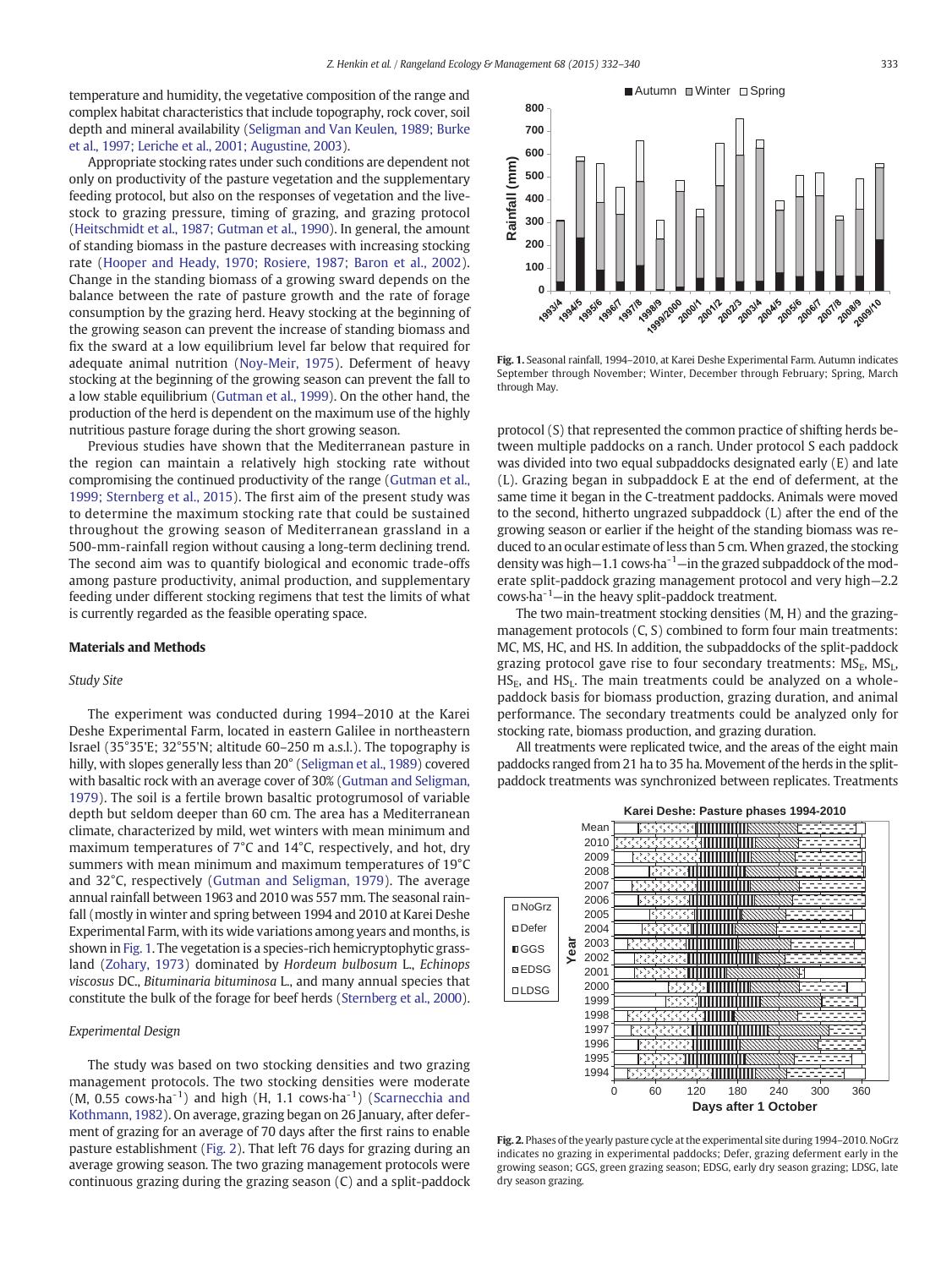temperature and humidity, the vegetative composition of the range and complex habitat characteristics that include topography, rock cover, soil depth and mineral availability (Seligman and Van Keulen, 1989; Burke et al., 1997; Leriche et al., 2001; Augustine, 2003).

Appropriate stocking rates under such conditions are dependent not only on productivity of the pasture vegetation and the supplementary feeding protocol, but also on the responses of vegetation and the livestock to grazing pressure, timing of grazing, and grazing protocol (Heitschmidt et al., 1987; Gutman et al., 1990). In general, the amount of standing biomass in the pasture decreases with increasing stocking rate (Hooper and Heady, 1970; Rosiere, 1987; Baron et al., 2002). Change in the standing biomass of a growing sward depends on the balance between the rate of pasture growth and the rate of forage consumption by the grazing herd. Heavy stocking at the beginning of the growing season can prevent the increase of standing biomass and fix the sward at a low equilibrium level far below that required for adequate animal nutrition (Noy-Meir, 1975). Deferment of heavy stocking at the beginning of the growing season can prevent the fall to a low stable equilibrium (Gutman et al., 1999). On the other hand, the production of the herd is dependent on the maximum use of the highly nutritious pasture forage during the short growing season.

Previous studies have shown that the Mediterranean pasture in the region can maintain a relatively high stocking rate without compromising the continued productivity of the range (Gutman et al., 1999; Sternberg et al., 2015). The first aim of the present study was to determine the maximum stocking rate that could be sustained throughout the growing season of Mediterranean grassland in a 500-mm-rainfall region without causing a long-term declining trend. The second aim was to quantify biological and economic trade-offs among pasture productivity, animal production, and supplementary feeding under different stocking regimens that test the limits of what is currently regarded as the feasible operating space.

## Materials and Methods

### Study Site

The experiment was conducted during 1994–2010 at the Karei Deshe Experimental Farm, located in eastern Galilee in northeastern Israel (35°35'E; 32°55'N; altitude 60–250 m a.s.l.). The topography is hilly, with slopes generally less than 20° (Seligman et al., 1989) covered with basaltic rock with an average cover of 30% (Gutman and Seligman, 1979). The soil is a fertile brown basaltic protogrumosol of variable depth but seldom deeper than 60 cm. The area has a Mediterranean climate, characterized by mild, wet winters with mean minimum and maximum temperatures of 7°C and 14°C, respectively, and hot, dry summers with mean minimum and maximum temperatures of 19°C and 32°C, respectively (Gutman and Seligman, 1979). The average annual rainfall between 1963 and 2010 was 557 mm. The seasonal rainfall (mostly in winter and spring between 1994 and 2010 at Karei Deshe Experimental Farm, with its wide variations among years and months, is shown in Fig. 1. The vegetation is a species-rich hemicryptophytic grassland (Zohary, 1973) dominated by *Hordeum bulbosum* L., *Echinops viscosus* DC., *Bituminaria bituminosa* L., and many annual species that constitute the bulk of the forage for beef herds (Sternberg et al., 2000).

### Experimental Design

The study was based on two stocking densities and two grazing management protocols. The two stocking densities were moderate (M, 0.55 cows·ha$^{-1}$) and high (H, 1.1 cows·ha$^{-1}$) (Scarnecchia and Kothmann, 1982). On average, grazing began on 26 January, after deferment of grazing for an average of 70 days after the first rains to enable pasture establishment (Fig. 2). That left 76 days for grazing during an average growing season. The two grazing management protocols were continuous grazing during the grazing season (C) and a split-paddock protocol (S) that represented the common practice of shifting herds between multiple paddocks on a ranch. Under protocol S each paddock was divided into two equal subpaddocks designated early (E) and late (L). Grazing began in subpaddock E at the end of deferment, at the same time it began in the C-treatment paddocks. Animals were moved to the second, hitherto ungrazed subpaddock (L) after the end of the growing season or earlier if the height of the standing biomass was reduced to an ocular estimate of less than 5 cm. When grazed, the stocking density was high—1.1 cows·ha$^{-1}$—in the grazed subpaddock of the moderate split-paddock grazing management protocol and very high—2.2 cows·ha$^{-1}$—in the heavy split-paddock treatment.

The two main-treatment stocking densities (M, H) and the grazing-management protocols (C, S) combined to form four main treatments: MC, MS, HC, and HS. In addition, the subpaddocks of the split-paddock grazing protocol gave rise to four secondary treatments: $MS_E$, $MS_L$, $HS_E$, and $HS_L$. The main treatments could be analyzed on a whole-paddock basis for biomass production, grazing duration, and animal performance. The secondary treatments could be analyzed only for stocking rate, biomass production, and grazing duration.

All treatments were replicated twice, and the areas of the eight main paddocks ranged from 21 ha to 35 ha. Movement of the herds in the split-paddock treatments was synchronized between replicates. Treatments

**Fig. 1.** Seasonal rainfall, 1994–2010, at Karei Deshe Experimental Farm. Autumn indicates September through November; Winter, December through February; Spring, March through May.

**Fig. 2.** Phases of the yearly pasture cycle at the experimental site during 1994–2010. NoGrz indicates no grazing in experimental paddocks; Defer, grazing deferment early in the growing season; GGS, green grazing season; EDSG, early dry season grazing; LDSG, late dry season grazing.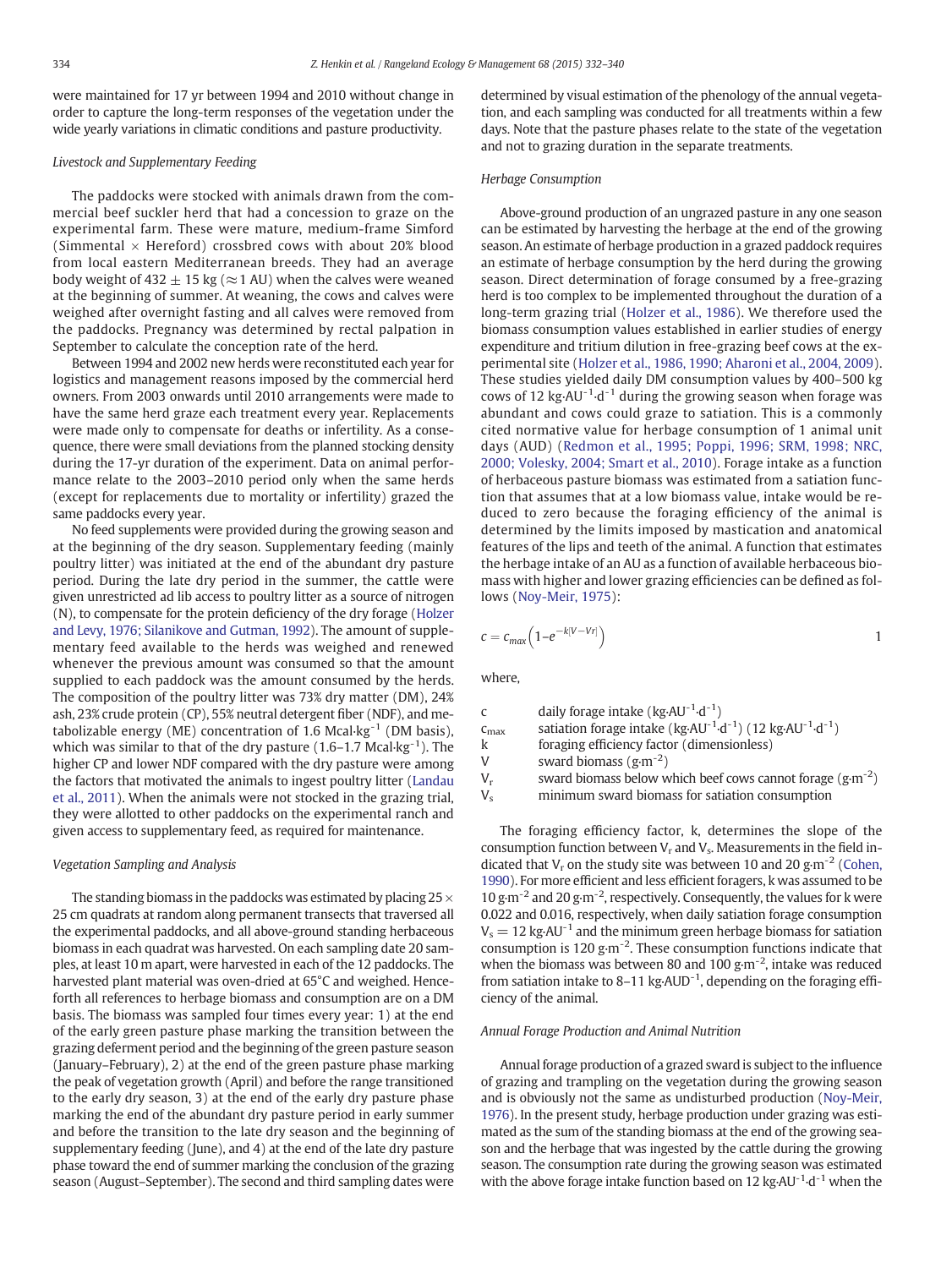were maintained for 17 yr between 1994 and 2010 without change in order to capture the long-term responses of the vegetation under the wide yearly variations in climatic conditions and pasture productivity.

### Livestock and Supplementary Feeding

The paddocks were stocked with animals drawn from the commercial beef suckler herd that had a concession to graze on the experimental farm. These were mature, medium-frame Simford (Simmental × Hereford) crossbred cows with about 20% blood from local eastern Mediterranean breeds. They had an average body weight of 432 ± 15 kg (≈1 AU) when the calves were weaned at the beginning of summer. At weaning, the cows and calves were weighed after overnight fasting and all calves were removed from the paddocks. Pregnancy was determined by rectal palpation in September to calculate the conception rate of the herd.

Between 1994 and 2002 new herds were reconstituted each year for logistics and management reasons imposed by the commercial herd owners. From 2003 onwards until 2010 arrangements were made to have the same herd graze each treatment every year. Replacements were made only to compensate for deaths or infertility. As a consequence, there were small deviations from the planned stocking density during the 17-yr duration of the experiment. Data on animal performance relate to the 2003–2010 period only when the same herds (except for replacements due to mortality or infertility) grazed the same paddocks every year.

No feed supplements were provided during the growing season and at the beginning of the dry season. Supplementary feeding (mainly poultry litter) was initiated at the end of the abundant dry pasture period. During the late dry period in the summer, the cattle were given unrestricted ad lib access to poultry litter as a source of nitrogen (N), to compensate for the protein deficiency of the dry forage (Holzer and Levy, 1976; Silanikove and Gutman, 1992). The amount of supplementary feed available to the herds was weighed and renewed whenever the previous amount was consumed so that the amount supplied to each paddock was the amount consumed by the herds. The composition of the poultry litter was 73% dry matter (DM), 24% ash, 23% crude protein (CP), 55% neutral detergent fiber (NDF), and metabolizable energy (ME) concentration of 1.6 Mcal·kg$^{-1}$ (DM basis), which was similar to that of the dry pasture (1.6–1.7 Mcal·kg$^{-1}$). The higher CP and lower NDF compared with the dry pasture were among the factors that motivated the animals to ingest poultry litter (Landau et al., 2011). When the animals were not stocked in the grazing trial, they were allotted to other paddocks on the experimental ranch and given access to supplementary feed, as required for maintenance.

### Vegetation Sampling and Analysis

The standing biomass in the paddocks was estimated by placing 25 × 25 cm quadrats at random along permanent transects that traversed all the experimental paddocks, and all above-ground standing herbaceous biomass in each quadrat was harvested. On each sampling date 20 samples, at least 10 m apart, were harvested in each of the 12 paddocks. The harvested plant material was oven-dried at 65°C and weighed. Henceforth all references to herbage biomass and consumption are on a DM basis. The biomass was sampled four times every year: 1) at the end of the early green pasture phase marking the transition between the grazing deferment period and the beginning of the green pasture season (January–February), 2) at the end of the green pasture phase marking the peak of vegetation growth (April) and before the range transitioned to the early dry season, 3) at the end of the early dry pasture phase marking the end of the abundant dry pasture period in early summer and before the transition to the late dry season and the beginning of supplementary feeding (June), and 4) at the end of the late dry pasture phase toward the end of summer marking the conclusion of the grazing season (August–September). The second and third sampling dates were determined by visual estimation of the phenology of the annual vegetation, and each sampling was conducted for all treatments within a few days. Note that the pasture phases relate to the state of the vegetation and not to grazing duration in the separate treatments.

### Herbage Consumption

Above-ground production of an ungrazed pasture in any one season can be estimated by harvesting the herbage at the end of the growing season. An estimate of herbage production in a grazed paddock requires an estimate of herbage consumption by the herd during the growing season. Direct determination of forage consumed by a free-grazing herd is too complex to be implemented throughout the duration of a long-term grazing trial (Holzer et al., 1986). We therefore used the biomass consumption values established in earlier studies of energy expenditure and tritium dilution in free-grazing beef cows at the experimental site (Holzer et al., 1986, 1990; Aharoni et al., 2004, 2009). These studies yielded daily DM consumption values by 400–500 kg cows of 12 kg·AU$^{-1}$·d$^{-1}$ during the growing season when forage was abundant and cows could graze to satiation. This is a commonly cited normative value for herbage consumption of 1 animal unit days (AUD) (Redmon et al., 1995; Poppi, 1996; SRM, 1998; NRC, 2000; Volesky, 2004; Smart et al., 2010). Forage intake as a function of herbaceous pasture biomass was estimated from a satiation function that assumes that at a low biomass value, intake would be reduced to zero because the foraging efficiency of the animal is determined by the limits imposed by mastication and anatomical features of the lips and teeth of the animal. A function that estimates the herbage intake of an AU as a function of available herbaceous biomass with higher and lower grazing efficiencies can be defined as follows (Noy-Meir, 1975):

$$c = c_{max}\left(1 - e^{-k|V - Vr|}\right) \tag{1}$$

where,

| | |
|---|---|
| c | daily forage intake (kg·AU$^{-1}$·d$^{-1}$) |
| $c_{max}$ | satiation forage intake (kg·AU$^{-1}$·d$^{-1}$) (12 kg·AU$^{-1}$·d$^{-1}$) |
| k | foraging efficiency factor (dimensionless) |
| V | sward biomass (g·m$^{-2}$) |
| $V_r$ | sward biomass below which beef cows cannot forage (g·m$^{-2}$) |
| $V_s$ | minimum sward biomass for satiation consumption |

The foraging efficiency factor, k, determines the slope of the consumption function between $V_r$ and $V_s$. Measurements in the field indicated that $V_r$ on the study site was between 10 and 20 g·m$^{-2}$ (Cohen, 1990). For more efficient and less efficient foragers, k was assumed to be 10 g·m$^{-2}$ and 20 g·m$^{-2}$, respectively. Consequently, the values for k were 0.022 and 0.016, respectively, when daily satiation forage consumption $V_s$ = 12 kg·AU$^{-1}$ and the minimum green herbage biomass for satiation consumption is 120 g·m$^{-2}$. These consumption functions indicate that when the biomass was between 80 and 100 g·m$^{-2}$, intake was reduced from satiation intake to 8–11 kg·AUD$^{-1}$, depending on the foraging efficiency of the animal.

### Annual Forage Production and Animal Nutrition

Annual forage production of a grazed sward is subject to the influence of grazing and trampling on the vegetation during the growing season and is obviously not the same as undisturbed production (Noy-Meir, 1976). In the present study, herbage production under grazing was estimated as the sum of the standing biomass at the end of the growing season and the herbage that was ingested by the cattle during the growing season. The consumption rate during the growing season was estimated with the above forage intake function based on 12 kg·AU$^{-1}$·d$^{-1}$ when the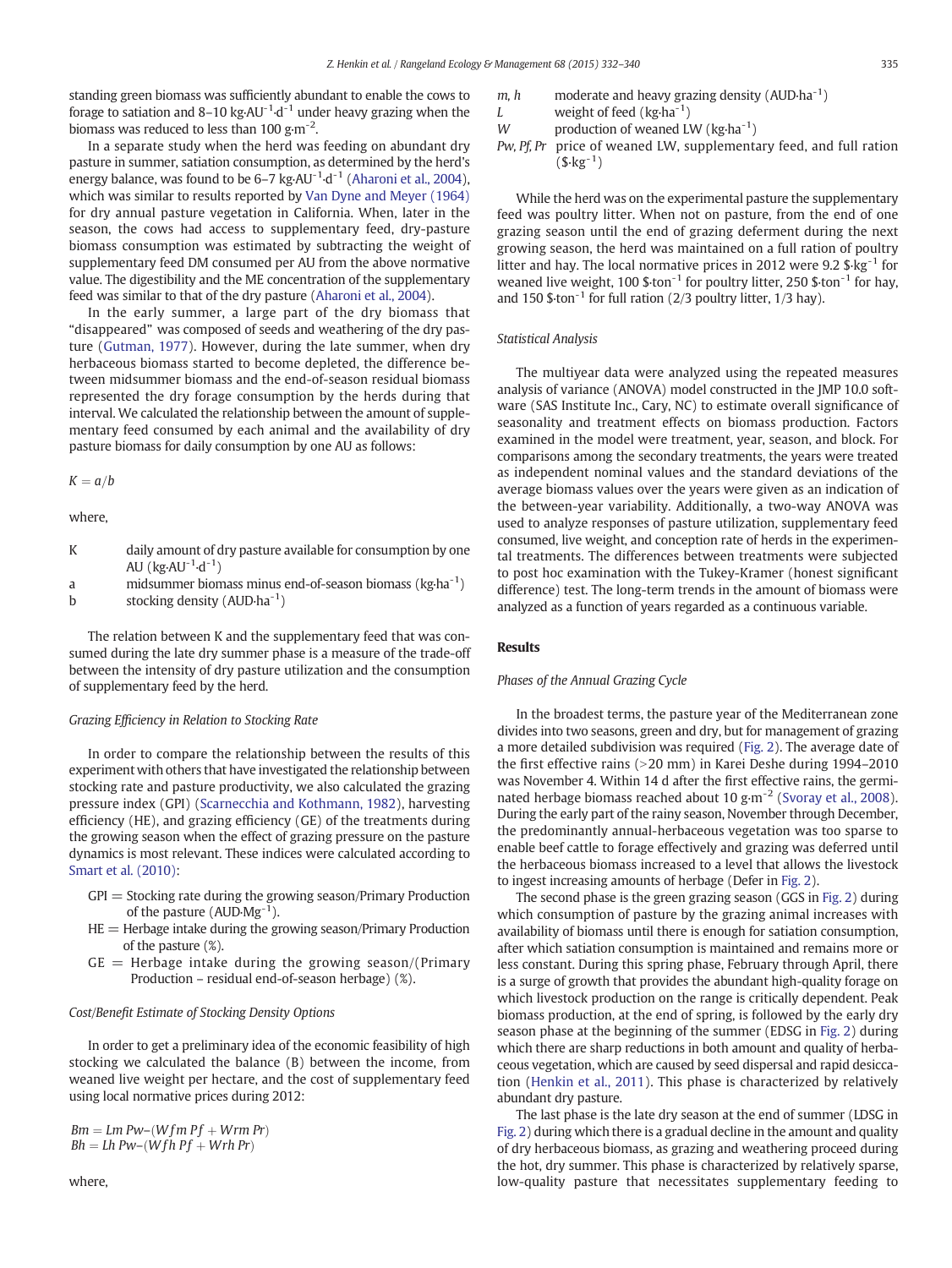standing green biomass was sufficiently abundant to enable the cows to forage to satiation and 8–10 $kg{\cdot}AU^{-1}{\cdot}d^{-1}$ under heavy grazing when the biomass was reduced to less than 100 $g{\cdot}m^{-2}$.

In a separate study when the herd was feeding on abundant dry pasture in summer, satiation consumption, as determined by the herd's energy balance, was found to be 6–7 $kg{\cdot}AU^{-1}{\cdot}d^{-1}$ (Aharoni et al., 2004), which was similar to results reported by Van Dyne and Meyer (1964) for dry annual pasture vegetation in California. When, later in the season, the cows had access to supplementary feed, dry-pasture biomass consumption was estimated by subtracting the weight of supplementary feed DM consumed per AU from the above normative value. The digestibility and the ME concentration of the supplementary feed was similar to that of the dry pasture (Aharoni et al., 2004).

In the early summer, a large part of the dry biomass that "disappeared" was composed of seeds and weathering of the dry pasture (Gutman, 1977). However, during the late summer, when dry herbaceous biomass started to become depleted, the difference between midsummer biomass and the end-of-season residual biomass represented the dry forage consumption by the herds during that interval. We calculated the relationship between the amount of supplementary feed consumed by each animal and the availability of dry pasture biomass for daily consumption by one AU as follows:

$$K = a/b$$

where,

- K — daily amount of dry pasture available for consumption by one AU ($kg{\cdot}AU^{-1}{\cdot}d^{-1}$)
- a — midsummer biomass minus end-of-season biomass ($kg{\cdot}ha^{-1}$)
- b — stocking density ($AUD{\cdot}ha^{-1}$)

The relation between K and the supplementary feed that was consumed during the late dry summer phase is a measure of the trade-off between the intensity of dry pasture utilization and the consumption of supplementary feed by the herd.

### Grazing Efficiency in Relation to Stocking Rate

In order to compare the relationship between the results of this experiment with others that have investigated the relationship between stocking rate and pasture productivity, we also calculated the grazing pressure index (GPI) (Scarnecchia and Kothmann, 1982), harvesting efficiency (HE), and grazing efficiency (GE) of the treatments during the growing season when the effect of grazing pressure on the pasture dynamics is most relevant. These indices were calculated according to Smart et al. (2010):

- GPI = Stocking rate during the growing season/Primary Production of the pasture ($AUD{\cdot}Mg^{-1}$).
- HE = Herbage intake during the growing season/Primary Production of the pasture (%).
- GE = Herbage intake during the growing season/(Primary Production – residual end-of-season herbage) (%).

### Cost/Benefit Estimate of Stocking Density Options

In order to get a preliminary idea of the economic feasibility of high stocking we calculated the balance (B) between the income, from weaned live weight per hectare, and the cost of supplementary feed using local normative prices during 2012:

$$Bm = Lm\,Pw - (Wfm\,Pf + Wrm\,Pr)$$
$$Bh = Lh\,Pw - (Wfh\,Pf + Wrh\,Pr)$$

where,

- *m, h* — moderate and heavy grazing density ($AUD{\cdot}ha^{-1}$)
- *L* — weight of feed ($kg{\cdot}ha^{-1}$)
- *W* — production of weaned LW ($kg{\cdot}ha^{-1}$)
- *Pw, Pf, Pr* — price of weaned LW, supplementary feed, and full ration ($\$ {\cdot}kg^{-1}$)

While the herd was on the experimental pasture the supplementary feed was poultry litter. When not on pasture, from the end of one grazing season until the end of grazing deferment during the next growing season, the herd was maintained on a full ration of poultry litter and hay. The local normative prices in 2012 were 9.2 $\$ {\cdot}kg^{-1}$ for weaned live weight, 100 $\$ {\cdot}ton^{-1}$ for poultry litter, 250 $\$ {\cdot}ton^{-1}$ for hay, and 150 $\$ {\cdot}ton^{-1}$ for full ration (2/3 poultry litter, 1/3 hay).

### Statistical Analysis

The multiyear data were analyzed using the repeated measures analysis of variance (ANOVA) model constructed in the JMP 10.0 software (SAS Institute Inc., Cary, NC) to estimate overall significance of seasonality and treatment effects on biomass production. Factors examined in the model were treatment, year, season, and block. For comparisons among the secondary treatments, the years were treated as independent nominal values and the standard deviations of the average biomass values over the years were given as an indication of the between-year variability. Additionally, a two-way ANOVA was used to analyze responses of pasture utilization, supplementary feed consumed, live weight, and conception rate of herds in the experimental treatments. The differences between treatments were subjected to post hoc examination with the Tukey-Kramer (honest significant difference) test. The long-term trends in the amount of biomass were analyzed as a function of years regarded as a continuous variable.

## Results

### Phases of the Annual Grazing Cycle

In the broadest terms, the pasture year of the Mediterranean zone divides into two seasons, green and dry, but for management of grazing a more detailed subdivision was required (Fig. 2). The average date of the first effective rains (>20 mm) in Karei Deshe during 1994–2010 was November 4. Within 14 d after the first effective rains, the germinated herbage biomass reached about 10 $g{\cdot}m^{-2}$ (Svoray et al., 2008). During the early part of the rainy season, November through December, the predominantly annual-herbaceous vegetation was too sparse to enable beef cattle to forage effectively and grazing was deferred until the herbaceous biomass increased to a level that allows the livestock to ingest increasing amounts of herbage (Defer in Fig. 2).

The second phase is the green grazing season (GGS in Fig. 2) during which consumption of pasture by the grazing animal increases with availability of biomass until there is enough for satiation consumption, after which satiation consumption is maintained and remains more or less constant. During this spring phase, February through April, there is a surge of growth that provides the abundant high-quality forage on which livestock production on the range is critically dependent. Peak biomass production, at the end of spring, is followed by the early dry season phase at the beginning of the summer (EDSG in Fig. 2) during which there are sharp reductions in both amount and quality of herbaceous vegetation, which are caused by seed dispersal and rapid desiccation (Henkin et al., 2011). This phase is characterized by relatively abundant dry pasture.

The last phase is the late dry season at the end of summer (LDSG in Fig. 2) during which there is a gradual decline in the amount and quality of dry herbaceous biomass, as grazing and weathering proceed during the hot, dry summer. This phase is characterized by relatively sparse, low-quality pasture that necessitates supplementary feeding to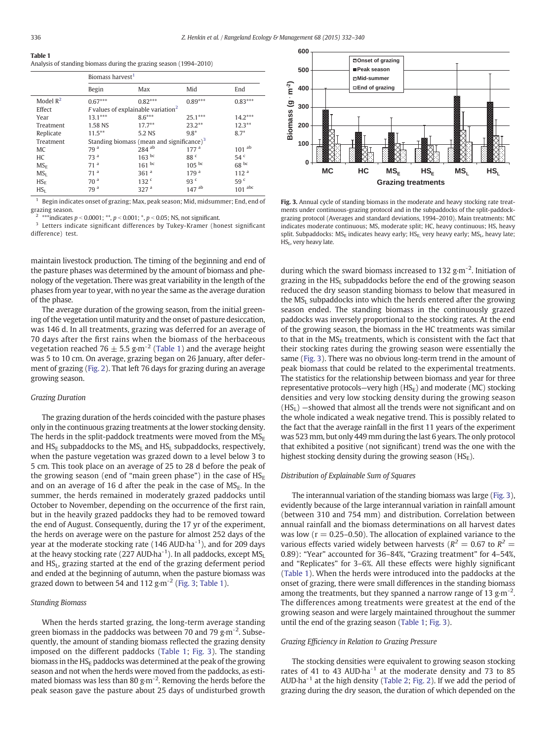**Table 1**
Analysis of standing biomass during the grazing season (1994–2010)

| | Biomass harvest[1] | | | |
|---|---|---|---|---|
| | Begin | Max | Mid | End |
| Model $R^2$ | 0.67*** | 0.82*** | 0.89*** | 0.83*** |
| Effect | *F* values of explainable variation[2] | | | |
| Year | 13.1*** | 8.6*** | 25.1*** | 14.2*** |
| Treatment | 1.58 NS | 17.7** | 23.2** | 12.3** |
| Replicate | 11.5** | 5.2 NS | 9.8* | 8.7* |
| Treatment | Standing biomass (mean and significance)[3] | | | |
| MC | 79 [a] | 284 [ab] | 177 [a] | 101 [ab] |
| HC | 73 [a] | 163 [bc] | 88 [c] | 54 [c] |
| $MS_E$ | 71 [a] | 161 [bc] | 105 [bc] | 68 [bc] |
| $MS_L$ | 71 [a] | 361 [a] | 179 [a] | 112 [a] |
| $HS_E$ | 70 [a] | 132 [c] | 93 [c] | 59 [c] |
| $HS_L$ | 79 [a] | 327 [a] | 147 [ab] | 101 [abc] |

[1] Begin indicates onset of grazing; Max, peak season; Mid, midsummer; End, end of grazing season.
[2] ***indicates $p < 0.0001$; **, $p < 0.001$; *, $p < 0.05$; NS, not significant.
[3] Letters indicate significant differences by Tukey-Kramer (honest significant difference) test.

Fig. 3. Annual cycle of standing biomass in the moderate and heavy stocking rate treatments under continuous-grazing protocol and in the subpaddocks of the split-paddock-grazing protocol (Averages and standard deviations, 1994–2010). Main treatments: MC indicates moderate continuous; MS, moderate split; HC, heavy continuous; HS, heavy split. Subpaddocks: $MS_E$ indicates heavy early; $HS_E$ very heavy early; $MS_L$, heavy late; $HS_L$, very heavy late.

maintain livestock production. The timing of the beginning and end of the pasture phases was determined by the amount of biomass and phenology of the vegetation. There was great variability in the length of the phases from year to year, with no year the same as the average duration of the phase.

The average duration of the growing season, from the initial greening of the vegetation until maturity and the onset of pasture desiccation, was 146 d. In all treatments, grazing was deferred for an average of 70 days after the first rains when the biomass of the herbaceous vegetation reached 76 ± 5.5 g·m$^{-2}$ (Table 1) and the average height was 5 to 10 cm. On average, grazing began on 26 January, after deferment of grazing (Fig. 2). That left 76 days for grazing during an average growing season.

### Grazing Duration

The grazing duration of the herds coincided with the pasture phases only in the continuous grazing treatments at the lower stocking density. The herds in the split-paddock treatments were moved from the $MS_E$ and $HS_E$ subpaddocks to the $MS_L$ and $HS_L$ subpaddocks, respectively, when the pasture vegetation was grazed down to a level below 3 to 5 cm. This took place on an average of 25 to 28 d before the peak of the growing season (end of "main green phase") in the case of $HS_E$ and on an average of 16 d after the peak in the case of $MS_E$. In the summer, the herds remained in moderately grazed paddocks until October to November, depending on the occurrence of the first rain, but in the heavily grazed paddocks they had to be removed toward the end of August. Consequently, during the 17 yr of the experiment, the herds on average were on the pasture for almost 252 days of the year at the moderate stocking rate (146 AUD·ha$^{-1}$), and for 209 days at the heavy stocking rate (227 AUD·ha$^{-1}$). In all paddocks, except $MS_L$ and $HS_L$, grazing started at the end of the grazing deferment period and ended at the beginning of autumn, when the pasture biomass was grazed down to between 54 and 112 g·m$^{-2}$ (Fig. 3; Table 1).

### Standing Biomass

When the herds started grazing, the long-term average standing green biomass in the paddocks was between 70 and 79 g·m$^{-2}$. Subsequently, the amount of standing biomass reflected the grazing density imposed on the different paddocks (Table 1; Fig. 3). The standing biomass in the $HS_E$ paddocks was determined at the peak of the growing season and not when the herds were moved from the paddocks, as estimated biomass was less than 80 g·m$^{-2}$. Removing the herds before the peak season gave the pasture about 25 days of undisturbed growth during which the sward biomass increased to 132 g·m$^{-2}$. Initiation of grazing in the $HS_L$ subpaddocks before the end of the growing season reduced the dry season standing biomass to below that measured in the $MS_L$ subpaddocks into which the herds entered after the growing season ended. The standing biomass in the continuously grazed paddocks was inversely proportional to the stocking rates. At the end of the growing season, the biomass in the HC treatments was similar to that in the $MS_E$ treatments, which is consistent with the fact that their stocking rates during the growing season were essentially the same (Fig. 3). There was no obvious long-term trend in the amount of peak biomass that could be related to the experimental treatments. The statistics for the relationship between biomass and year for three representative protocols—very high ($HS_E$) and moderate (MC) stocking densities and very low stocking density during the growing season ($HS_L$) —showed that almost all the trends were not significant and on the whole indicated a weak negative trend. This is possibly related to the fact that the average rainfall in the first 11 years of the experiment was 523 mm, but only 449 mm during the last 6 years. The only protocol that exhibited a positive (not significant) trend was the one with the highest stocking density during the growing season ($HS_E$).

### Distribution of Explainable Sum of Squares

The interannual variation of the standing biomass was large (Fig. 3), evidently because of the large interannual variation in rainfall amount (between 310 and 754 mm) and distribution. Correlation between annual rainfall and the biomass determinations on all harvest dates was low ($r = 0.25$–$0.50$). The allocation of explained variance to the various effects varied widely between harvests ($R^2 = 0.67$ to $R^2 = 0.89$): "Year" accounted for 36–84%, "Grazing treatment" for 4–54%, and "Replicates" for 3–6%. All these effects were highly significant (Table 1). When the herds were introduced into the paddocks at the onset of grazing, there were small differences in the standing biomass among the treatments, but they spanned a narrow range of 13 g·m$^{-2}$. The differences among treatments were greatest at the end of the growing season and were largely maintained throughout the summer until the end of the grazing season (Table 1; Fig. 3).

### Grazing Efficiency in Relation to Grazing Pressure

The stocking densities were equivalent to growing season stocking rates of 41 to 43 AUD·ha$^{-1}$ at the moderate density and 73 to 85 AUD·ha$^{-1}$ at the high density (Table 2; Fig. 2). If we add the period of grazing during the dry season, the duration of which depended on the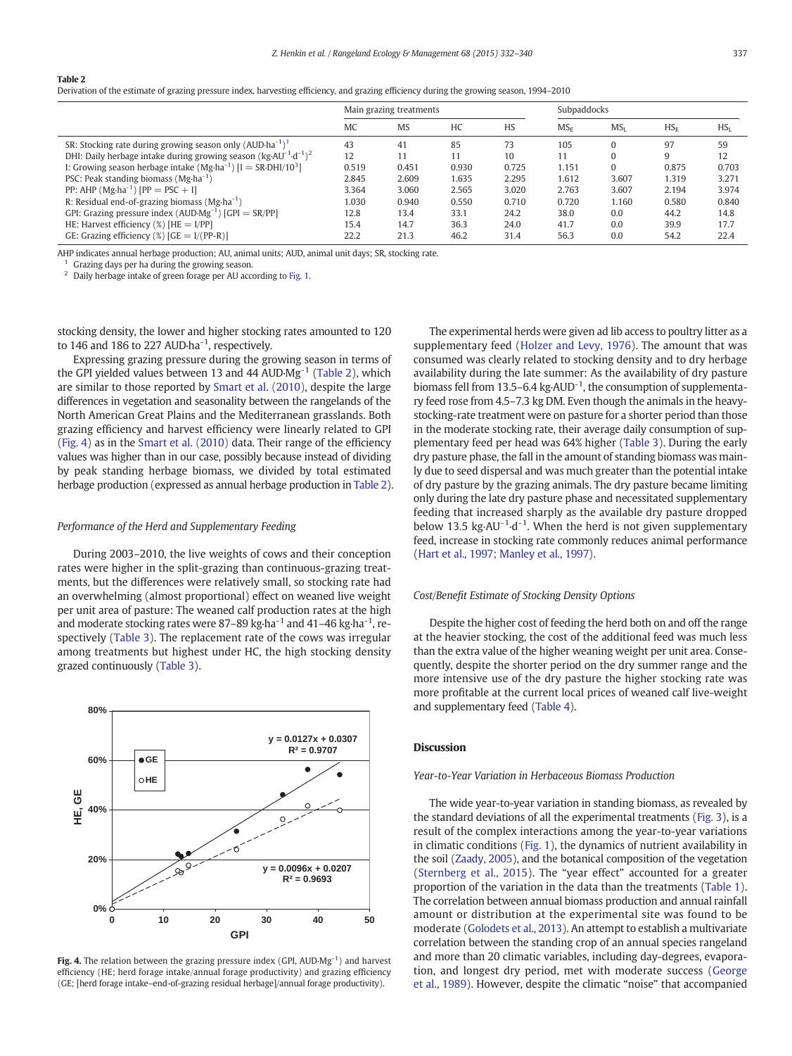**Table 2**
Derivation of the estimate of grazing pressure index, harvesting efficiency, and grazing efficiency during the growing season, 1994–2010

| | Main grazing treatments | | | | Subpaddocks | | | |
|---|---|---|---|---|---|---|---|---|
| | MC | MS | HC | HS | $MS_E$ | $MS_L$ | $HS_E$ | $HS_L$ |
| SR: Stocking rate during growing season only ($AUD \cdot ha^{-1}$)[1] | 43 | 41 | 85 | 73 | 105 | 0 | 97 | 59 |
| DHI: Daily herbage intake during growing season ($kg \cdot AU^{-1} \cdot d^{-1}$)[2] | 12 | 11 | 11 | 10 | 11 | 0 | 9 | 12 |
| I: Growing season herbage intake ($Mg \cdot ha^{-1}$) [$I = SR \cdot DHI/10^3$] | 0.519 | 0.451 | 0.930 | 0.725 | 1.151 | 0 | 0.875 | 0.703 |
| PSC: Peak standing biomass ($Mg \cdot ha^{-1}$) | 2.845 | 2.609 | 1.635 | 2.295 | 1.612 | 3.607 | 1.319 | 3.271 |
| PP: AHP ($Mg \cdot ha^{-1}$) [PP = PSC + I] | 3.364 | 3.060 | 2.565 | 3.020 | 2.763 | 3.607 | 2.194 | 3.974 |
| R: Residual end-of-grazing biomass ($Mg \cdot ha^{-1}$) | 1.030 | 0.940 | 0.550 | 0.710 | 0.720 | 1.160 | 0.580 | 0.840 |
| GPI: Grazing pressure index ($AUD \cdot Mg^{-1}$) [GPI = SR/PP] | 12.8 | 13.4 | 33.1 | 24.2 | 38.0 | 0.0 | 44.2 | 14.8 |
| HE: Harvest efficiency (%) [HE = I/PP] | 15.4 | 14.7 | 36.3 | 24.0 | 41.7 | 0.0 | 39.9 | 17.7 |
| GE: Grazing efficiency (%) [GE = I/(PP-R)] | 22.2 | 21.3 | 46.2 | 31.4 | 56.3 | 0.0 | 54.2 | 22.4 |

AHP indicates annual herbage production; AU, animal units; AUD, animal unit days; SR, stocking rate.
[1] Grazing days per ha during the growing season.
[2] Daily herbage intake of green forage per AU according to Fig. 1.

stocking density, the lower and higher stocking rates amounted to 120 to 146 and 186 to 227 $AUD \cdot ha^{-1}$, respectively.

Expressing grazing pressure during the growing season in terms of the GPI yielded values between 13 and 44 $AUD \cdot Mg^{-1}$ (Table 2), which are similar to those reported by Smart et al. (2010), despite the large differences in vegetation and seasonality between the rangelands of the North American Great Plains and the Mediterranean grasslands. Both grazing efficiency and harvest efficiency were linearly related to GPI (Fig. 4) as in the Smart et al. (2010) data. Their range of the efficiency values was higher than in our case, possibly because instead of dividing by peak standing herbage biomass, we divided by total estimated herbage production (expressed as annual herbage production in Table 2).

### Performance of the Herd and Supplementary Feeding

During 2003–2010, the live weights of cows and their conception rates were higher in the split-grazing than continuous-grazing treatments, but the differences were relatively small, so stocking rate had an overwhelming (almost proportional) effect on weaned live weight per unit area of pasture: The weaned calf production rates at the high and moderate stocking rates were 87–89 $kg \cdot ha^{-1}$ and 41–46 $kg \cdot ha^{-1}$, respectively (Table 3). The replacement rate of the cows was irregular among treatments but highest under HC, the high stocking density grazed continuously (Table 3).

**Fig. 4.** The relation between the grazing pressure index (GPI, $AUD \cdot Mg^{-1}$) and harvest efficiency (HE; herd forage intake/annual forage productivity) and grazing efficiency (GE; [herd forage intake–end-of-grazing residual herbage]/annual forage productivity).

The experimental herds were given ad lib access to poultry litter as a supplementary feed (Holzer and Levy, 1976). The amount that was consumed was clearly related to stocking density and to dry herbage availability during the late summer: As the availability of dry pasture biomass fell from 13.5–6.4 $kg \cdot AUD^{-1}$, the consumption of supplementary feed rose from 4.5–7.3 kg DM. Even though the animals in the heavy-stocking-rate treatment were on pasture for a shorter period than those in the moderate stocking rate, their average daily consumption of supplementary feed per head was 64% higher (Table 3). During the early dry pasture phase, the fall in the amount of standing biomass was mainly due to seed dispersal and was much greater than the potential intake of dry pasture by the grazing animals. The dry pasture became limiting only during the late dry pasture phase and necessitated supplementary feeding that increased sharply as the available dry pasture dropped below 13.5 $kg \cdot AU^{-1} \cdot d^{-1}$. When the herd is not given supplementary feed, increase in stocking rate commonly reduces animal performance (Hart et al., 1997; Manley et al., 1997).

### Cost/Benefit Estimate of Stocking Density Options

Despite the higher cost of feeding the herd both on and off the range at the heavier stocking, the cost of the additional feed was much less than the extra value of the higher weaning weight per unit area. Consequently, despite the shorter period on the dry summer range and the more intensive use of the dry pasture the higher stocking rate was more profitable at the current local prices of weaned calf live-weight and supplementary feed (Table 4).

## Discussion

### Year-to-Year Variation in Herbaceous Biomass Production

The wide year-to-year variation in standing biomass, as revealed by the standard deviations of all the experimental treatments (Fig. 3), is a result of the complex interactions among the year-to-year variations in climatic conditions (Fig. 1), the dynamics of nutrient availability in the soil (Zaady, 2005), and the botanical composition of the vegetation (Sternberg et al., 2015). The "year effect" accounted for a greater proportion of the variation in the data than the treatments (Table 1). The correlation between annual biomass production and annual rainfall amount or distribution at the experimental site was found to be moderate (Golodets et al., 2013). An attempt to establish a multivariate correlation between the standing crop of an annual species rangeland and more than 20 climatic variables, including day-degrees, evaporation, and longest dry period, met with moderate success (George et al., 1989). However, despite the climatic "noise" that accompanied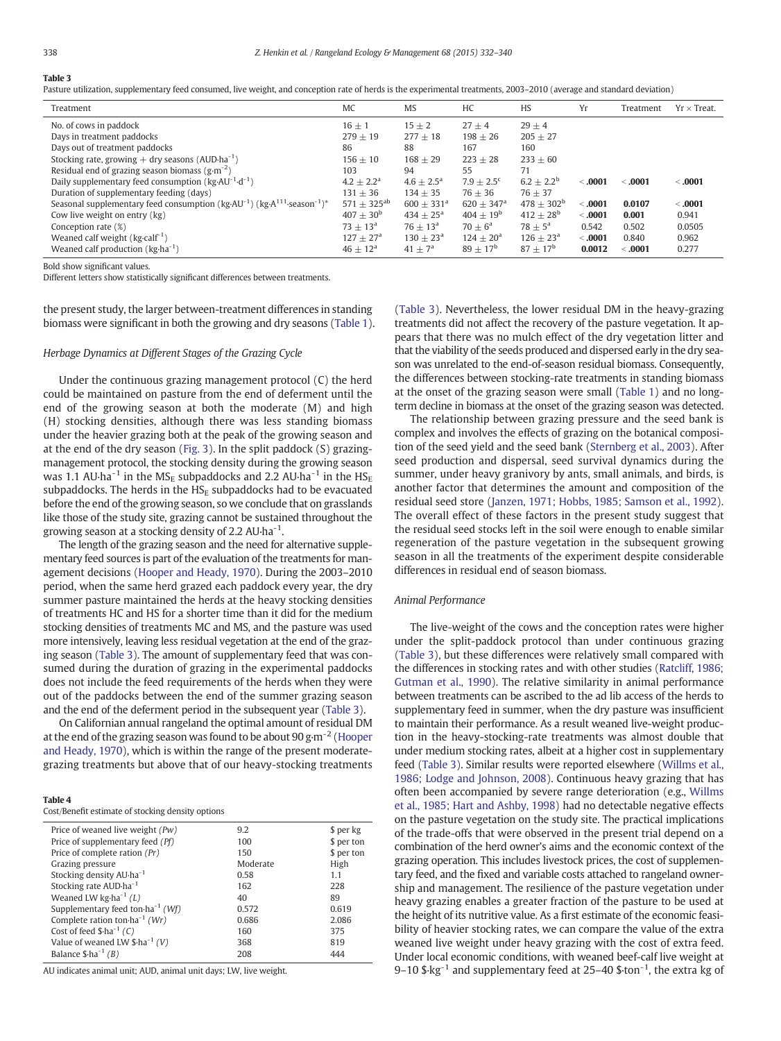**Table 3**
Pasture utilization, supplementary feed consumed, live weight, and conception rate of herds is the experimental treatments, 2003–2010 (average and standard deviation)

| Treatment | MC | MS | HC | HS | Yr | Treatment | Yr × Treat. |
|---|---|---|---|---|---|---|---|
| No. of cows in paddock | 16 ± 1 | 15 ± 2 | 27 ± 4 | 29 ± 4 | | | |
| Days in treatment paddocks | 279 ± 19 | 277 ± 18 | 198 ± 26 | 205 ± 27 | | | |
| Days out of treatment paddocks | 86 | 88 | 167 | 160 | | | |
| Stocking rate, growing + dry seasons (AUD·ha$^{-1}$) | 156 ± 10 | 168 ± 29 | 223 ± 28 | 233 ± 60 | | | |
| Residual end of grazing season biomass (g·m$^{-2}$) | 103 | 94 | 55 | 71 | | | |
| Daily supplementary feed consumption (kg·AU$^{-1}$·d$^{-1}$) | 4.2 ± 2.2$^{a}$ | 4.6 ± 2.5$^{a}$ | 7.9 ± 2.5$^{c}$ | 6.2 ± 2.2$^{b}$ | **< .0001** | **< .0001** | **< .0001** |
| Duration of supplementary feeding (days) | 131 ± 36 | 134 ± 35 | 76 ± 36 | 76 ± 37 | | | |
| Seasonal supplementary feed consumption (kg·AU$^{-1}$) (kg·A$^{111}$·season$^{-1}$)* | 571 ± 325$^{ab}$ | 600 ± 331$^{a}$ | 620 ± 347$^{a}$ | 478 ± 302$^{b}$ | **< .0001** | **0.0107** | **< .0001** |
| Cow live weight on entry (kg) | 407 ± 30$^{b}$ | 434 ± 25$^{a}$ | 404 ± 19$^{b}$ | 412 ± 28$^{b}$ | **< .0001** | **0.001** | 0.941 |
| Conception rate (%) | 73 ± 13$^{a}$ | 76 ± 13$^{a}$ | 70 ± 6$^{a}$ | 78 ± 5$^{a}$ | 0.542 | 0.502 | 0.0505 |
| Weaned calf weight (kg·calf$^{-1}$) | 127 ± 27$^{a}$ | 130 ± 23$^{a}$ | 124 ± 20$^{a}$ | 126 ± 23$^{a}$ | **< .0001** | 0.840 | 0.962 |
| Weaned calf production (kg·ha$^{-1}$) | 46 ± 12$^{a}$ | 41 ± 7$^{a}$ | 89 ± 17$^{b}$ | 87 ± 17$^{b}$ | **0.0012** | **< .0001** | 0.277 |

Bold show significant values.
Different letters show statistically significant differences between treatments.

the present study, the larger between-treatment differences in standing biomass were significant in both the growing and dry seasons (Table 1).

### Herbage Dynamics at Different Stages of the Grazing Cycle

Under the continuous grazing management protocol (C) the herd could be maintained on pasture from the end of deferment until the end of the growing season at both the moderate (M) and high (H) stocking densities, although there was less standing biomass under the heavier grazing both at the peak of the growing season and at the end of the dry season (Fig. 3). In the split paddock (S) grazing-management protocol, the stocking density during the growing season was 1.1 AU·ha$^{-1}$ in the $MS_E$ subpaddocks and 2.2 AU·ha$^{-1}$ in the $HS_E$ subpaddocks. The herds in the $HS_E$ subpaddocks had to be evacuated before the end of the growing season, so we conclude that on grasslands like those of the study site, grazing cannot be sustained throughout the growing season at a stocking density of 2.2 AU·ha$^{-1}$.

The length of the grazing season and the need for alternative supplementary feed sources is part of the evaluation of the treatments for management decisions (Hooper and Heady, 1970). During the 2003–2010 period, when the same herd grazed each paddock every year, the dry summer pasture maintained the herds at the heavy stocking densities of treatments HC and HS for a shorter time than it did for the medium stocking densities of treatments MC and MS, and the pasture was used more intensively, leaving less residual vegetation at the end of the grazing season (Table 3). The amount of supplementary feed that was consumed during the duration of grazing in the experimental paddocks does not include the feed requirements of the herds when they were out of the paddocks between the end of the summer grazing season and the end of the deferment period in the subsequent year (Table 3).

On Californian annual rangeland the optimal amount of residual DM at the end of the grazing season was found to be about 90 g·m$^{-2}$ (Hooper and Heady, 1970), which is within the range of the present moderate-grazing treatments but above that of our heavy-stocking treatments (Table 3). Nevertheless, the lower residual DM in the heavy-grazing treatments did not affect the recovery of the pasture vegetation. It appears that there was no mulch effect of the dry vegetation litter and that the viability of the seeds produced and dispersed early in the dry season was unrelated to the end-of-season residual biomass. Consequently, the differences between stocking-rate treatments in standing biomass at the onset of the grazing season were small (Table 1) and no long-term decline in biomass at the onset of the grazing season was detected.

The relationship between grazing pressure and the seed bank is complex and involves the effects of grazing on the botanical composition of the seed yield and the seed bank (Sternberg et al., 2003). After seed production and dispersal, seed survival dynamics during the summer, under heavy granivory by ants, small animals, and birds, is another factor that determines the amount and composition of the residual seed store (Janzen, 1971; Hobbs, 1985; Samson et al., 1992). The overall effect of these factors in the present study suggest that the residual seed stocks left in the soil were enough to enable similar regeneration of the pasture vegetation in the subsequent growing season in all the treatments of the experiment despite considerable differences in residual end of season biomass.

**Table 4**
Cost/Benefit estimate of stocking density options

| | | |
|---|---|---|
| Price of weaned live weight *(Pw)* | 9.2 | $ per kg |
| Price of supplementary feed *(Pf)* | 100 | $ per ton |
| Price of complete ration *(Pr)* | 150 | $ per ton |
| Grazing pressure | Moderate | High |
| Stocking density AU·ha$^{-1}$ | 0.58 | 1.1 |
| Stocking rate AUD·ha$^{-1}$ | 162 | 228 |
| Weaned LW kg·ha$^{-1}$ *(L)* | 40 | 89 |
| Supplementary feed ton·ha$^{-1}$ *(Wf)* | 0.572 | 0.619 |
| Complete ration ton·ha$^{-1}$ *(Wr)* | 0.686 | 2.086 |
| Cost of feed $·ha$^{-1}$ *(C)* | 160 | 375 |
| Value of weaned LW $·ha$^{-1}$ *(V)* | 368 | 819 |
| Balance $·ha$^{-1}$ *(B)* | 208 | 444 |

AU indicates animal unit; AUD, animal unit days; LW, live weight.

### Animal Performance

The live-weight of the cows and the conception rates were higher under the split-paddock protocol than under continuous grazing (Table 3), but these differences were relatively small compared with the differences in stocking rates and with other studies (Ratcliff, 1986; Gutman et al., 1990). The relative similarity in animal performance between treatments can be ascribed to the ad lib access of the herds to supplementary feed in summer, when the dry pasture was insufficient to maintain their performance. As a result weaned live-weight production in the heavy-stocking-rate treatments was almost double that under medium stocking rates, albeit at a higher cost in supplementary feed (Table 3). Similar results were reported elsewhere (Willms et al., 1986; Lodge and Johnson, 2008). Continuous heavy grazing that has often been accompanied by severe range deterioration (e.g., Willms et al., 1985; Hart and Ashby, 1998) had no detectable negative effects on the pasture vegetation on the study site. The practical implications of the trade-offs that were observed in the present trial depend on a combination of the herd owner's aims and the economic context of the grazing operation. This includes livestock prices, the cost of supplementary feed, and the fixed and variable costs attached to rangeland ownership and management. The resilience of the pasture vegetation under heavy grazing enables a greater fraction of the pasture to be used at the height of its nutritive value. As a first estimate of the economic feasibility of heavier stocking rates, we can compare the value of the extra weaned live weight under heavy grazing with the cost of extra feed. Under local economic conditions, with weaned beef-calf live weight at 9–10 $·kg$^{-1}$ and supplementary feed at 25–40 $·ton$^{-1}$, the extra kg of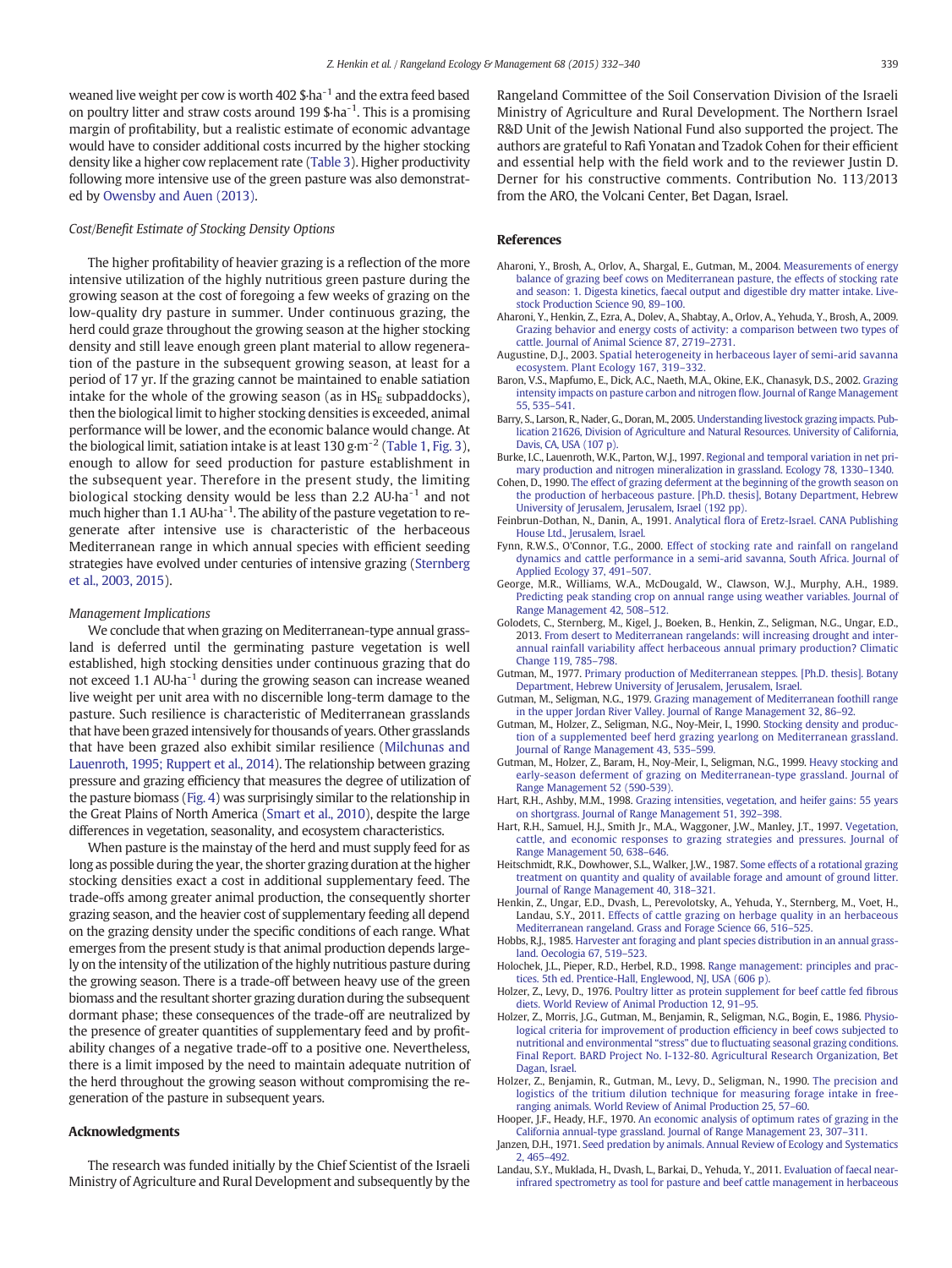weaned live weight per cow is worth 402 $·ha$^{-1}$ and the extra feed based on poultry litter and straw costs around 199 $·ha$^{-1}$. This is a promising margin of profitability, but a realistic estimate of economic advantage would have to consider additional costs incurred by the higher stocking density like a higher cow replacement rate (Table 3). Higher productivity following more intensive use of the green pasture was also demonstrated by Owensby and Auen (2013).

### Cost/Benefit Estimate of Stocking Density Options

The higher profitability of heavier grazing is a reflection of the more intensive utilization of the highly nutritious green pasture during the growing season at the cost of foregoing a few weeks of grazing on the low-quality dry pasture in summer. Under continuous grazing, the herd could graze throughout the growing season at the higher stocking density and still leave enough green plant material to allow regeneration of the pasture in the subsequent growing season, at least for a period of 17 yr. If the grazing cannot be maintained to enable satiation intake for the whole of the growing season (as in $HS_E$ subpaddocks), then the biological limit to higher stocking densities is exceeded, animal performance will be lower, and the economic balance would change. At the biological limit, satiation intake is at least 130 g·m$^{-2}$ (Table 1, Fig. 3), enough to allow for seed production for pasture establishment in the subsequent year. Therefore in the present study, the limiting biological stocking density would be less than 2.2 AU·ha$^{-1}$ and not much higher than 1.1 AU·ha$^{-1}$. The ability of the pasture vegetation to regenerate after intensive use is characteristic of the herbaceous Mediterranean range in which annual species with efficient seeding strategies have evolved under centuries of intensive grazing (Sternberg et al., 2003, 2015).

### Management Implications

We conclude that when grazing on Mediterranean-type annual grassland is deferred until the germinating pasture vegetation is well established, high stocking densities under continuous grazing that do not exceed 1.1 AU·ha$^{-1}$ during the growing season can increase weaned live weight per unit area with no discernible long-term damage to the pasture. Such resilience is characteristic of Mediterranean grasslands that have been grazed intensively for thousands of years. Other grasslands that have been grazed also exhibit similar resilience (Milchunas and Lauenroth, 1995; Ruppert et al., 2014). The relationship between grazing pressure and grazing efficiency that measures the degree of utilization of the pasture biomass (Fig. 4) was surprisingly similar to the relationship in the Great Plains of North America (Smart et al., 2010), despite the large differences in vegetation, seasonality, and ecosystem characteristics.

When pasture is the mainstay of the herd and must supply feed for as long as possible during the year, the shorter grazing duration at the higher stocking densities exact a cost in additional supplementary feed. The trade-offs among greater animal production, the consequently shorter grazing season, and the heavier cost of supplementary feeding all depend on the grazing density under the specific conditions of each range. What emerges from the present study is that animal production depends largely on the intensity of the utilization of the highly nutritious pasture during the growing season. There is a trade-off between heavy use of the green biomass and the resultant shorter grazing duration during the subsequent dormant phase; these consequences of the trade-off are neutralized by the presence of greater quantities of supplementary feed and by profitability changes of a negative trade-off to a positive one. Nevertheless, there is a limit imposed by the need to maintain adequate nutrition of the herd throughout the growing season without compromising the regeneration of the pasture in subsequent years.

## Acknowledgments

The research was funded initially by the Chief Scientist of the Israeli Ministry of Agriculture and Rural Development and subsequently by the Rangeland Committee of the Soil Conservation Division of the Israeli Ministry of Agriculture and Rural Development. The Northern Israel R&D Unit of the Jewish National Fund also supported the project. The authors are grateful to Rafi Yonatan and Tzadok Cohen for their efficient and essential help with the field work and to the reviewer Justin D. Derner for his constructive comments. Contribution No. 113/2013 from the ARO, the Volcani Center, Bet Dagan, Israel.

## References

Aharoni, Y., Brosh, A., Orlov, A., Shargal, E., Gutman, M., 2004. Measurements of energy balance of grazing beef cows on Mediterranean pasture, the effects of stocking rate and season: 1. Digesta kinetics, faecal output and digestible dry matter intake. Livestock Production Science 90, 89–100.

Aharoni, Y., Henkin, Z., Ezra, A., Dolev, A., Shabtay, A., Orlov, A., Yehuda, Y., Brosh, A., 2009. Grazing behavior and energy costs of activity: a comparison between two types of cattle. Journal of Animal Science 87, 2719–2731.

Augustine, D.J., 2003. Spatial heterogeneity in herbaceous layer of semi-arid savanna ecosystem. Plant Ecology 167, 319–332.

Baron, V.S., Mapfumo, E., Dick, A.C., Naeth, M.A., Okine, E.K., Chanasyk, D.S., 2002. Grazing intensity impacts on pasture carbon and nitrogen flow. Journal of Range Management 55, 535–541.

Barry, S., Larson, R., Nader, G., Doran, M., 2005. Understanding livestock grazing impacts. Publication 21626, Division of Agriculture and Natural Resources. University of California, Davis, CA, USA (107 p).

Burke, I.C., Lauenroth, W.K., Parton, W.J., 1997. Regional and temporal variation in net primary production and nitrogen mineralization in grassland. Ecology 78, 1330–1340.

Cohen, D., 1990. The effect of grazing deferment at the beginning of the growth season on the production of herbaceous pasture. [Ph.D. thesis], Botany Department, Hebrew University of Jerusalem, Jerusalem, Israel (192 pp).

Feinbrun-Dothan, N., Danin, A., 1991. Analytical flora of Eretz-Israel. CANA Publishing House Ltd., Jerusalem, Israel.

Fynn, R.W.S., O'Connor, T.G., 2000. Effect of stocking rate and rainfall on rangeland dynamics and cattle performance in a semi-arid savanna, South Africa. Journal of Applied Ecology 37, 491–507.

George, M.R., Williams, W.A., McDougald, W., Clawson, W.J., Murphy, A.H., 1989. Predicting peak standing crop on annual range using weather variables. Journal of Range Management 42, 508–512.

Golodets, C., Sternberg, M., Kigel, J., Boeken, B., Henkin, Z., Seligman, N.G., Ungar, E.D., 2013. From desert to Mediterranean rangelands: will increasing drought and interannual rainfall variability affect herbaceous annual primary production? Climatic Change 119, 785–798.

Gutman, M., 1977. Primary production of Mediterranean steppes. [Ph.D. thesis]. Botany Department, Hebrew University of Jerusalem, Jerusalem, Israel.

Gutman, M., Seligman, N.G., 1979. Grazing management of Mediterranean foothill range in the upper Jordan River Valley. Journal of Range Management 32, 86–92.

Gutman, M., Holzer, Z., Seligman, N.G., Noy-Meir, I., 1990. Stocking density and production of a supplemented beef herd grazing yearlong on Mediterranean grassland. Journal of Range Management 43, 535–599.

Gutman, M., Holzer, Z., Baram, H., Noy-Meir, I., Seligman, N.G., 1999. Heavy stocking and early-season deferment of grazing on Mediterranean-type grassland. Journal of Range Management 52 (590-539).

Hart, R.H., Ashby, M.M., 1998. Grazing intensities, vegetation, and heifer gains: 55 years on shortgrass. Journal of Range Management 51, 392–398.

Hart, R.H., Samuel, H.J., Smith Jr., M.A., Waggoner, J.W., Manley, J.T., 1997. Vegetation, cattle, and economic responses to grazing strategies and pressures. Journal of Range Management 50, 638–646.

Heitschmidt, R.K., Dowhower, S.L., Walker, J.W., 1987. Some effects of a rotational grazing treatment on quantity and quality of available forage and amount of ground litter. Journal of Range Management 40, 318–321.

Henkin, Z., Ungar, E.D., Dvash, L., Perevolotsky, A., Yehuda, Y., Sternberg, M., Voet, H., Landau, S.Y., 2011. Effects of cattle grazing on herbage quality in an herbaceous Mediterranean rangeland. Grass and Forage Science 66, 516–525.

Hobbs, R.J., 1985. Harvester ant foraging and plant species distribution in an annual grassland. Oecologia 67, 519–523.

Holochek, J.L., Pieper, R.D., Herbel, R.D., 1998. Range management: principles and practices. 5th ed. Prentice-Hall, Englewood, NJ, USA (606 p).

Holzer, Z., Levy, D., 1976. Poultry litter as protein supplement for beef cattle fed fibrous diets. World Review of Animal Production 12, 91–95.

Holzer, Z., Morris, J.G., Gutman, M., Benjamin, R., Seligman, N.G., Bogin, E., 1986. Physiological criteria for improvement of production efficiency in beef cows subjected to nutritional and environmental "stress" due to fluctuating seasonal grazing conditions. Final Report. BARD Project No. I-132-80. Agricultural Research Organization, Bet Dagan, Israel.

Holzer, Z., Benjamin, R., Gutman, M., Levy, D., Seligman, N., 1990. The precision and logistics of the tritium dilution technique for measuring forage intake in free-ranging animals. World Review of Animal Production 25, 57–60.

Hooper, J.F., Heady, H.F., 1970. An economic analysis of optimum rates of grazing in the California annual-type grassland. Journal of Range Management 23, 307–311.

Janzen, D.H., 1971. Seed predation by animals. Annual Review of Ecology and Systematics 2, 465–492.

Landau, S.Y., Muklada, H., Dvash, L., Barkai, D., Yehuda, Y., 2011. Evaluation of faecal near-infrared spectrometry as tool for pasture and beef cattle management in herbaceous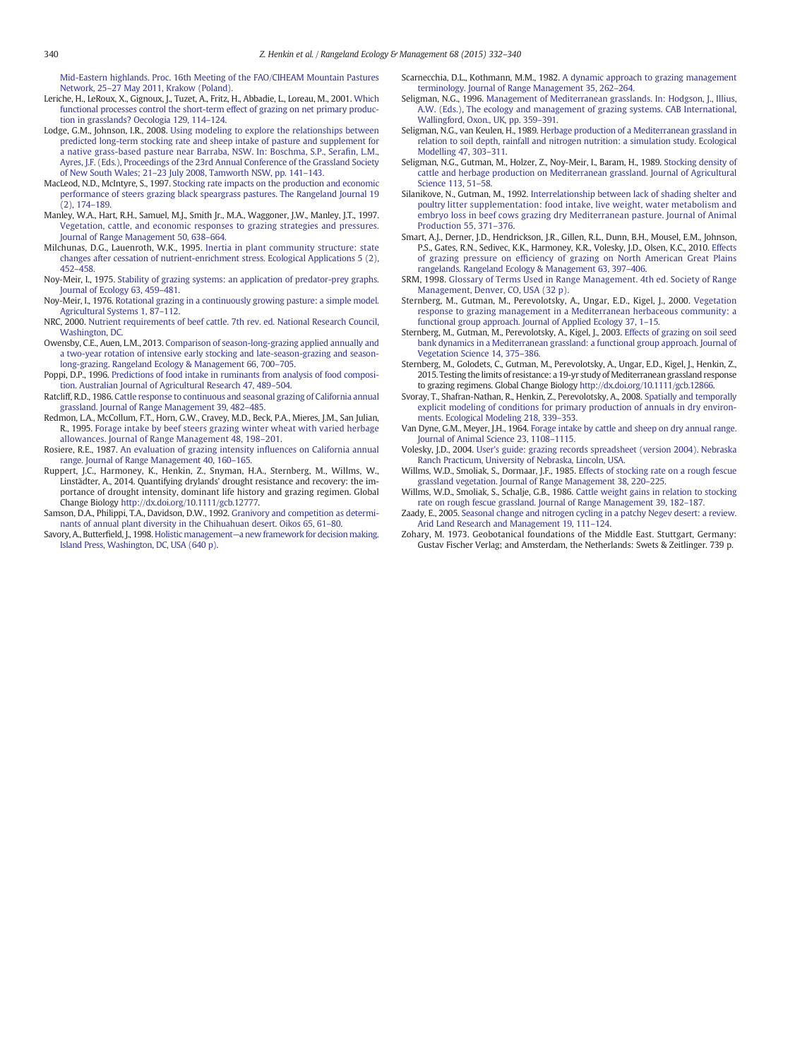Mid-Eastern highlands. Proc. 16th Meeting of the FAO/CIHEAM Mountain Pastures Network, 25–27 May 2011, Krakow (Poland).

Leriche, H., LeRoux, X., Gignoux, J., Tuzet, A., Fritz, H., Abbadie, L., Loreau, M., 2001. Which functional processes control the short-term effect of grazing on net primary production in grasslands? Oecologia 129, 114–124.

Lodge, G.M., Johnson, I.R., 2008. Using modeling to explore the relationships between predicted long-term stocking rate and sheep intake of pasture and supplement for a native grass-based pasture near Barraba, NSW. In: Boschma, S.P., Serafin, L.M., Ayres, J.F. (Eds.), Proceedings of the 23rd Annual Conference of the Grassland Society of New South Wales; 21–23 July 2008, Tamworth NSW, pp. 141–143.

MacLeod, N.D., McIntyre, S., 1997. Stocking rate impacts on the production and economic performance of steers grazing black speargrass pastures. The Rangeland Journal 19 (2), 174–189.

Manley, W.A., Hart, R.H., Samuel, M.J., Smith Jr., M.A., Waggoner, J.W., Manley, J.T., 1997. Vegetation, cattle, and economic responses to grazing strategies and pressures. Journal of Range Management 50, 638–664.

Milchunas, D.G., Lauenroth, W.K., 1995. Inertia in plant community structure: state changes after cessation of nutrient-enrichment stress. Ecological Applications 5 (2), 452–458.

Noy-Meir, I., 1975. Stability of grazing systems: an application of predator-prey graphs. Journal of Ecology 63, 459–481.

Noy-Meir, I., 1976. Rotational grazing in a continuously growing pasture: a simple model. Agricultural Systems 1, 87–112.

NRC, 2000. Nutrient requirements of beef cattle. 7th rev. ed. National Research Council, Washington, DC.

Owensby, C.E., Auen, L.M., 2013. Comparison of season-long-grazing applied annually and a two-year rotation of intensive early stocking and late-season-grazing and season-long-grazing. Rangeland Ecology & Management 66, 700–705.

Poppi, D.P., 1996. Predictions of food intake in ruminants from analysis of food composition. Australian Journal of Agricultural Research 47, 489–504.

Ratcliff, R.D., 1986. Cattle response to continuous and seasonal grazing of California annual grassland. Journal of Range Management 39, 482–485.

Redmon, L.A., McCollum, F.T., Horn, G.W., Cravey, M.D., Beck, P.A., Mieres, J.M., San Julian, R., 1995. Forage intake by beef steers grazing winter wheat with varied herbage allowances. Journal of Range Management 48, 198–201.

Rosiere, R.E., 1987. An evaluation of grazing intensity influences on California annual range. Journal of Range Management 40, 160–165.

Ruppert, J.C., Harmoney, K., Henkin, Z., Snyman, H.A., Sternberg, M., Willms, W., Linstädter, A., 2014. Quantifying drylands' drought resistance and recovery: the importance of drought intensity, dominant life history and grazing regimen. Global Change Biology http://dx.doi.org/10.1111/gcb.12777.

Samson, D.A., Philippi, T.A., Davidson, D.W., 1992. Granivory and competition as determinants of annual plant diversity in the Chihuahuan desert. Oikos 65, 61–80.

Savory, A., Butterfield, J., 1998. Holistic management—a new framework for decision making. Island Press, Washington, DC, USA (640 p).

Scarnecchia, D.L., Kothmann, M.M., 1982. A dynamic approach to grazing management terminology. Journal of Range Management 35, 262–264.

Seligman, N.G., 1996. Management of Mediterranean grasslands. In: Hodgson, J., Illius, A.W. (Eds.), The ecology and management of grazing systems. CAB International, Wallingford, Oxon., UK, pp. 359–391.

Seligman, N.G., van Keulen, H., 1989. Herbage production of a Mediterranean grassland in relation to soil depth, rainfall and nitrogen nutrition: a simulation study. Ecological Modelling 47, 303–311.

Seligman, N.G., Gutman, M., Holzer, Z., Noy-Meir, I., Baram, H., 1989. Stocking density of cattle and herbage production on Mediterranean grassland. Journal of Agricultural Science 113, 51–58.

Silanikove, N., Gutman, M., 1992. Interrelationship between lack of shading shelter and poultry litter supplementation: food intake, live weight, water metabolism and embryo loss in beef cows grazing dry Mediterranean pasture. Journal of Animal Production 55, 371–376.

Smart, A.J., Derner, J.D., Hendrickson, J.R., Gillen, R.L., Dunn, B.H., Mousel, E.M., Johnson, P.S., Gates, R.N., Sedivec, K.K., Harmoney, K.R., Volesky, J.D., Olsen, K.C., 2010. Effects of grazing pressure on efficiency of grazing on North American Great Plains rangelands. Rangeland Ecology & Management 63, 397–406.

SRM, 1998. Glossary of Terms Used in Range Management. 4th ed. Society of Range Management, Denver, CO, USA (32 p).

Sternberg, M., Gutman, M., Perevolotsky, A., Ungar, E.D., Kigel, J., 2000. Vegetation response to grazing management in a Mediterranean herbaceous community: a functional group approach. Journal of Applied Ecology 37, 1–15.

Sternberg, M., Gutman, M., Perevolotsky, A., Kigel, J., 2003. Effects of grazing on soil seed bank dynamics in a Mediterranean grassland: a functional group approach. Journal of Vegetation Science 14, 375–386.

Sternberg, M., Golodets, C., Gutman, M., Perevolotsky, A., Ungar, E.D., Kigel, J., Henkin, Z., 2015. Testing the limits of resistance: a 19-yr study of Mediterranean grassland response to grazing regimens. Global Change Biology http://dx.doi.org/10.1111/gcb.12866.

Svoray, T., Shafran-Nathan, R., Henkin, Z., Perevolotsky, A., 2008. Spatially and temporally explicit modeling of conditions for primary production of annuals in dry environments. Ecological Modeling 218, 339–353.

Van Dyne, G.M., Meyer, J.H., 1964. Forage intake by cattle and sheep on dry annual range. Journal of Animal Science 23, 1108–1115.

Volesky, J.D., 2004. User's guide: grazing records spreadsheet (version 2004). Nebraska Ranch Practicum, University of Nebraska, Lincoln, USA.

Willms, W.D., Smoliak, S., Dormaar, J.F., 1985. Effects of stocking rate on a rough fescue grassland vegetation. Journal of Range Management 38, 220–225.

Willms, W.D., Smoliak, S., Schalje, G.B., 1986. Cattle weight gains in relation to stocking rate on rough fescue grassland. Journal of Range Management 39, 182–187.

Zaady, E., 2005. Seasonal change and nitrogen cycling in a patchy Negev desert: a review. Arid Land Research and Management 19, 111–124.

Zohary, M. 1973. Geobotanical foundations of the Middle East. Stuttgart, Germany: Gustav Fischer Verlag; and Amsterdam, the Netherlands: Swets & Zeitlinger. 739 p.